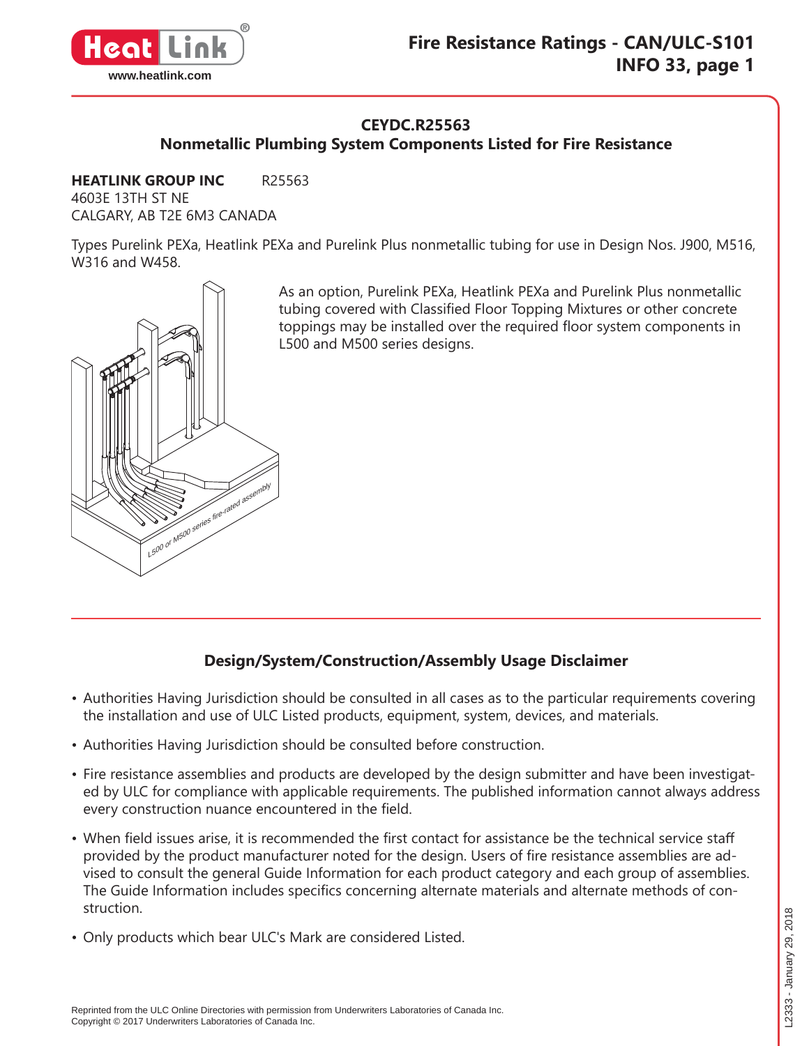# Fire Resistance Ratings - CAN/ULC-S101
## INFO 33, page 1

### CEYDC.R25563
### Nonmetallic Plumbing System Components Listed for Fire Resistance

**HEATLINK GROUP INC** R25563
4603E 13TH ST NE
CALGARY, AB T2E 6M3 CANADA

Types Purelink PEXa, Heatlink PEXa and Purelink Plus nonmetallic tubing for use in Design Nos. J900, M516, W316 and W458.

As an option, Purelink PEXa, Heatlink PEXa and Purelink Plus nonmetallic tubing covered with Classified Floor Topping Mixtures or other concrete toppings may be installed over the required floor system components in L500 and M500 series designs.

### Design/System/Construction/Assembly Usage Disclaimer

- Authorities Having Jurisdiction should be consulted in all cases as to the particular requirements covering the installation and use of ULC Listed products, equipment, system, devices, and materials.
- Authorities Having Jurisdiction should be consulted before construction.
- Fire resistance assemblies and products are developed by the design submitter and have been investigated by ULC for compliance with applicable requirements. The published information cannot always address every construction nuance encountered in the field.
- When field issues arise, it is recommended the first contact for assistance be the technical service staff provided by the product manufacturer noted for the design. Users of fire resistance assemblies are advised to consult the general Guide Information for each product category and each group of assemblies. The Guide Information includes specifics concerning alternate materials and alternate methods of construction.
- Only products which bear ULC's Mark are considered Listed.

Reprinted from the ULC Online Directories with permission from Underwriters Laboratories of Canada Inc.
Copyright © 2017 Underwriters Laboratories of Canada Inc.

L2333 - January 29, 2018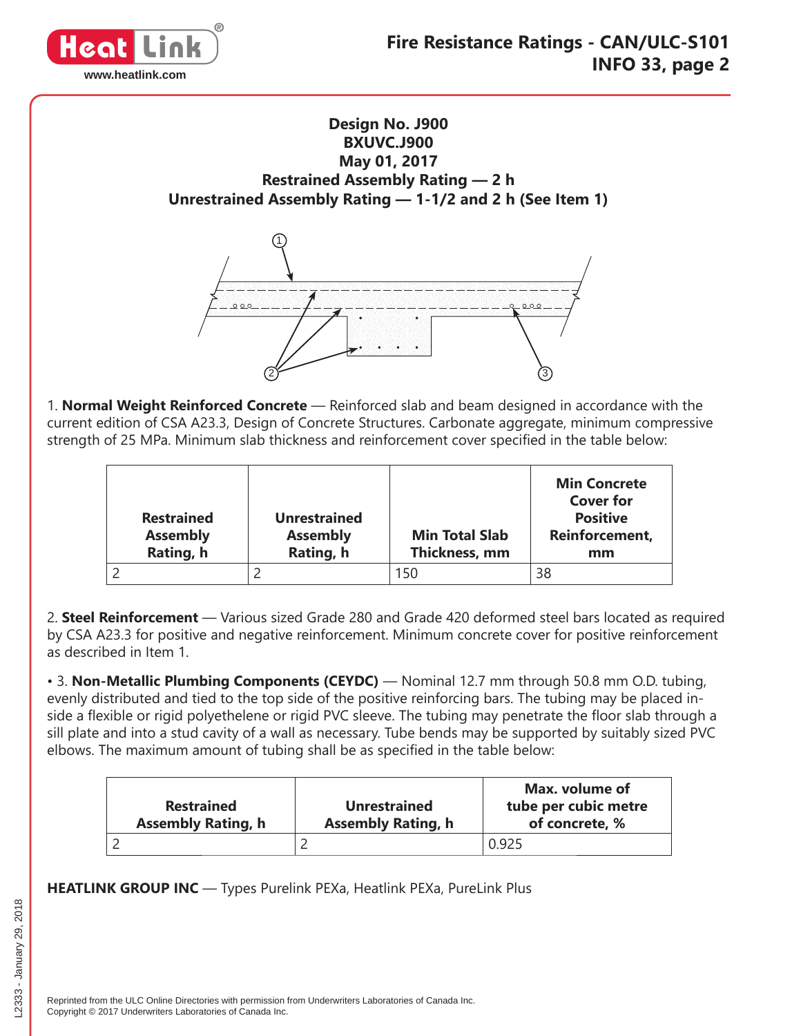**Design No. J900**
**BXUVC.J900**
**May 01, 2017**
**Restrained Assembly Rating — 2 h**
**Unrestrained Assembly Rating — 1-1/2 and 2 h (See Item 1)**

1. **Normal Weight Reinforced Concrete** — Reinforced slab and beam designed in accordance with the current edition of CSA A23.3, Design of Concrete Structures. Carbonate aggregate, minimum compressive strength of 25 MPa. Minimum slab thickness and reinforcement cover specified in the table below:

| Restrained Assembly Rating, h | Unrestrained Assembly Rating, h | Min Total Slab Thickness, mm | Min Concrete Cover for Positive Reinforcement, mm |
|---|---|---|---|
| 2 | 2 | 150 | 38 |

2. **Steel Reinforcement** — Various sized Grade 280 and Grade 420 deformed steel bars located as required by CSA A23.3 for positive and negative reinforcement. Minimum concrete cover for positive reinforcement as described in Item 1.

• 3. **Non-Metallic Plumbing Components (CEYDC)** — Nominal 12.7 mm through 50.8 mm O.D. tubing, evenly distributed and tied to the top side of the positive reinforcing bars. The tubing may be placed inside a flexible or rigid polyethelene or rigid PVC sleeve. The tubing may penetrate the floor slab through a sill plate and into a stud cavity of a wall as necessary. Tube bends may be supported by suitably sized PVC elbows. The maximum amount of tubing shall be as specified in the table below:

| Restrained Assembly Rating, h | Unrestrained Assembly Rating, h | Max. volume of tube per cubic metre of concrete, % |
|---|---|---|
| 2 | 2 | 0.925 |

**HEATLINK GROUP INC** — Types Purelink PEXa, Heatlink PEXa, PureLink Plus

Reprinted from the ULC Online Directories with permission from Underwriters Laboratories of Canada Inc.
Copyright © 2017 Underwriters Laboratories of Canada Inc.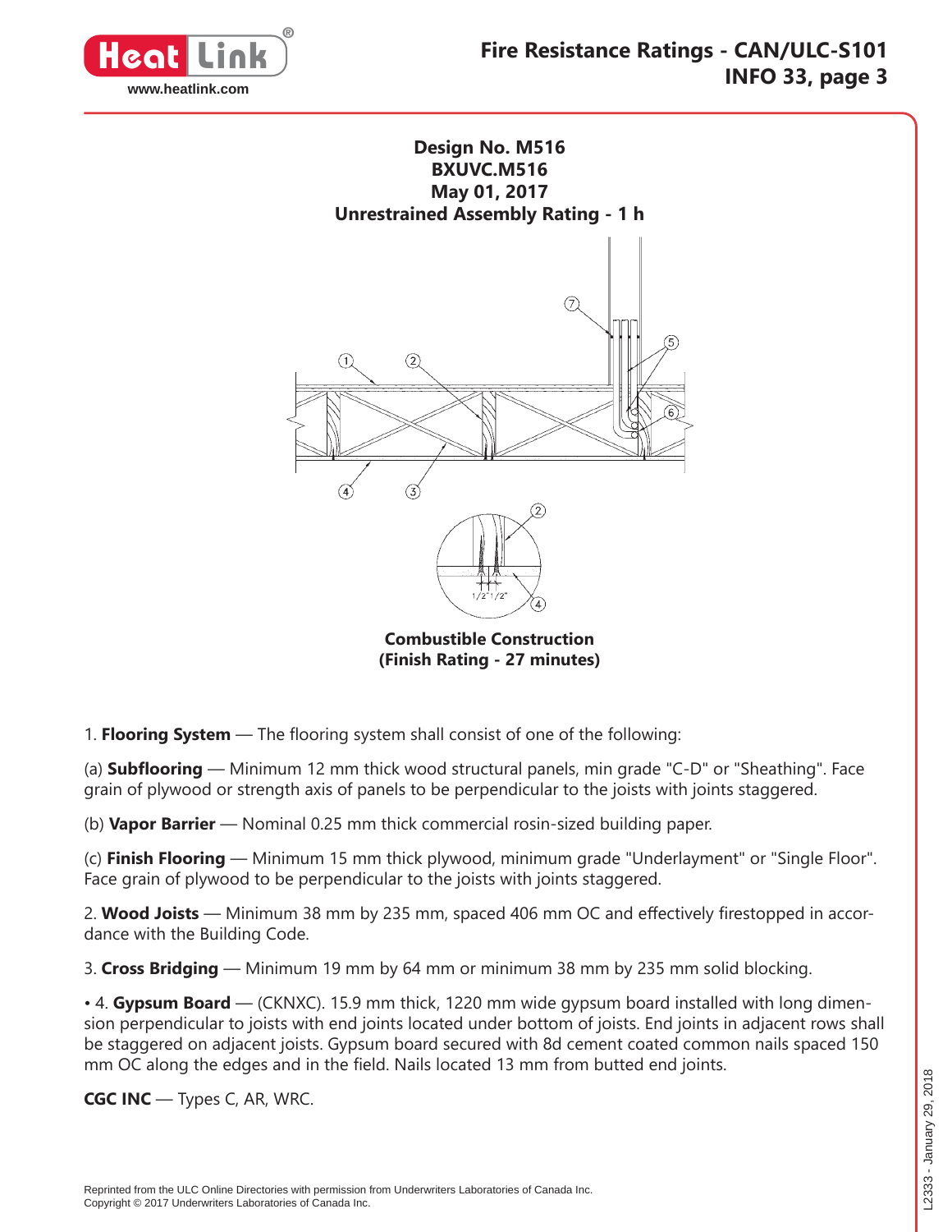## Design No. M516
## BXUVC.M516
## May 01, 2017
## Unrestrained Assembly Rating - 1 h

**Combustible Construction**
**(Finish Rating - 27 minutes)**

1. **Flooring System** — The flooring system shall consist of one of the following:

(a) **Subflooring** — Minimum 12 mm thick wood structural panels, min grade "C-D" or "Sheathing". Face grain of plywood or strength axis of panels to be perpendicular to the joists with joints staggered.

(b) **Vapor Barrier** — Nominal 0.25 mm thick commercial rosin-sized building paper.

(c) **Finish Flooring** — Minimum 15 mm thick plywood, minimum grade "Underlayment" or "Single Floor". Face grain of plywood to be perpendicular to the joists with joints staggered.

2. **Wood Joists** — Minimum 38 mm by 235 mm, spaced 406 mm OC and effectively firestopped in accordance with the Building Code.

3. **Cross Bridging** — Minimum 19 mm by 64 mm or minimum 38 mm by 235 mm solid blocking.

• 4. **Gypsum Board** — (CKNXC). 15.9 mm thick, 1220 mm wide gypsum board installed with long dimension perpendicular to joists with end joints located under bottom of joists. End joints in adjacent rows shall be staggered on adjacent joists. Gypsum board secured with 8d cement coated common nails spaced 150 mm OC along the edges and in the field. Nails located 13 mm from butted end joints.

**CGC INC** — Types C, AR, WRC.

Reprinted from the ULC Online Directories with permission from Underwriters Laboratories of Canada Inc.
Copyright © 2017 Underwriters Laboratories of Canada Inc.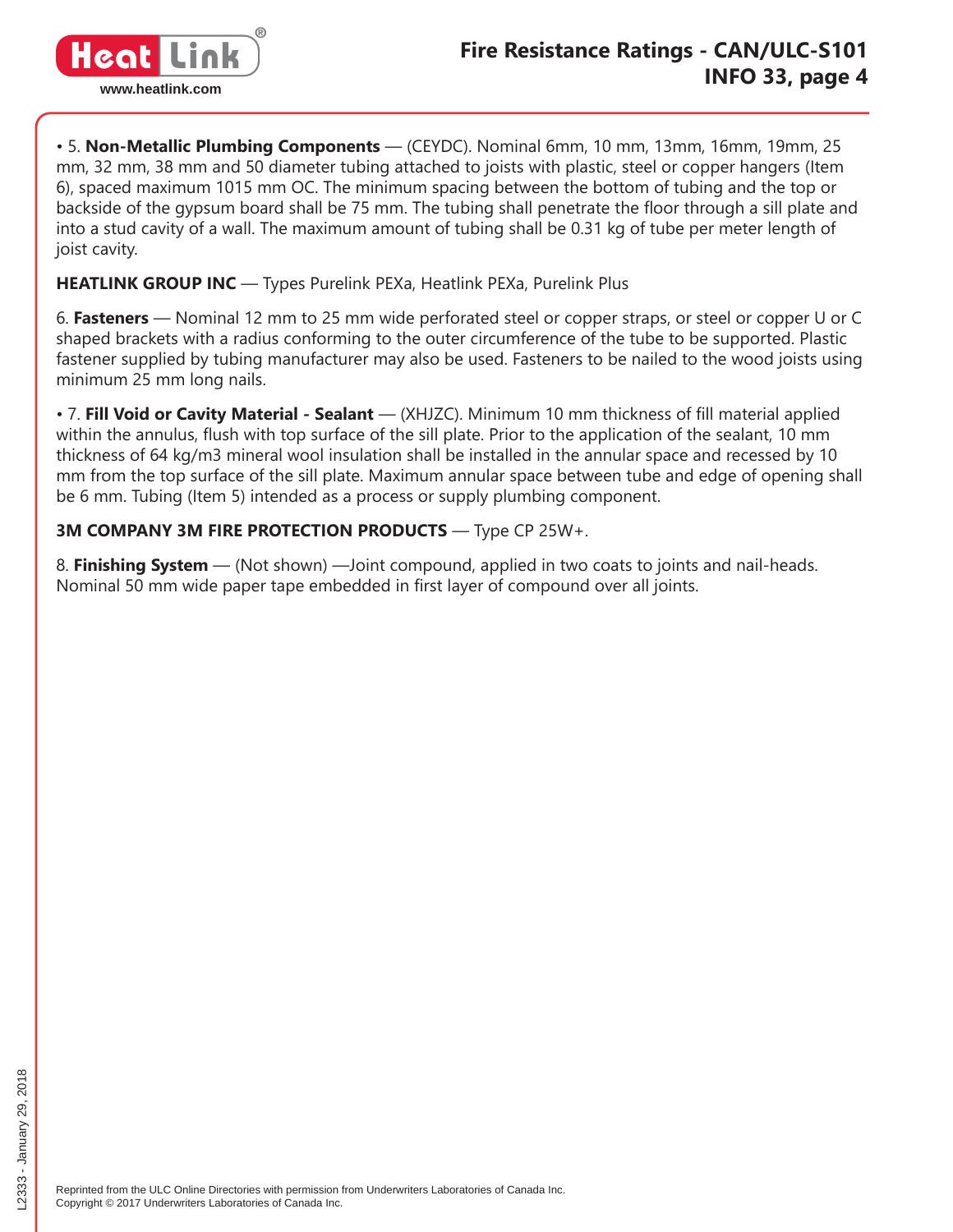• 5. **Non-Metallic Plumbing Components** — (CEYDC). Nominal 6mm, 10 mm, 13mm, 16mm, 19mm, 25 mm, 32 mm, 38 mm and 50 diameter tubing attached to joists with plastic, steel or copper hangers (Item 6), spaced maximum 1015 mm OC. The minimum spacing between the bottom of tubing and the top or backside of the gypsum board shall be 75 mm. The tubing shall penetrate the floor through a sill plate and into a stud cavity of a wall. The maximum amount of tubing shall be 0.31 kg of tube per meter length of joist cavity.

**HEATLINK GROUP INC** — Types Purelink PEXa, Heatlink PEXa, Purelink Plus

6. **Fasteners** — Nominal 12 mm to 25 mm wide perforated steel or copper straps, or steel or copper U or C shaped brackets with a radius conforming to the outer circumference of the tube to be supported. Plastic fastener supplied by tubing manufacturer may also be used. Fasteners to be nailed to the wood joists using minimum 25 mm long nails.

• 7. **Fill Void or Cavity Material - Sealant** — (XHJZC). Minimum 10 mm thickness of fill material applied within the annulus, flush with top surface of the sill plate. Prior to the application of the sealant, 10 mm thickness of 64 kg/m3 mineral wool insulation shall be installed in the annular space and recessed by 10 mm from the top surface of the sill plate. Maximum annular space between tube and edge of opening shall be 6 mm. Tubing (Item 5) intended as a process or supply plumbing component.

**3M COMPANY 3M FIRE PROTECTION PRODUCTS** — Type CP 25W+.

8. **Finishing System** — (Not shown) —Joint compound, applied in two coats to joints and nail-heads. Nominal 50 mm wide paper tape embedded in first layer of compound over all joints.

Reprinted from the ULC Online Directories with permission from Underwriters Laboratories of Canada Inc.
Copyright © 2017 Underwriters Laboratories of Canada Inc.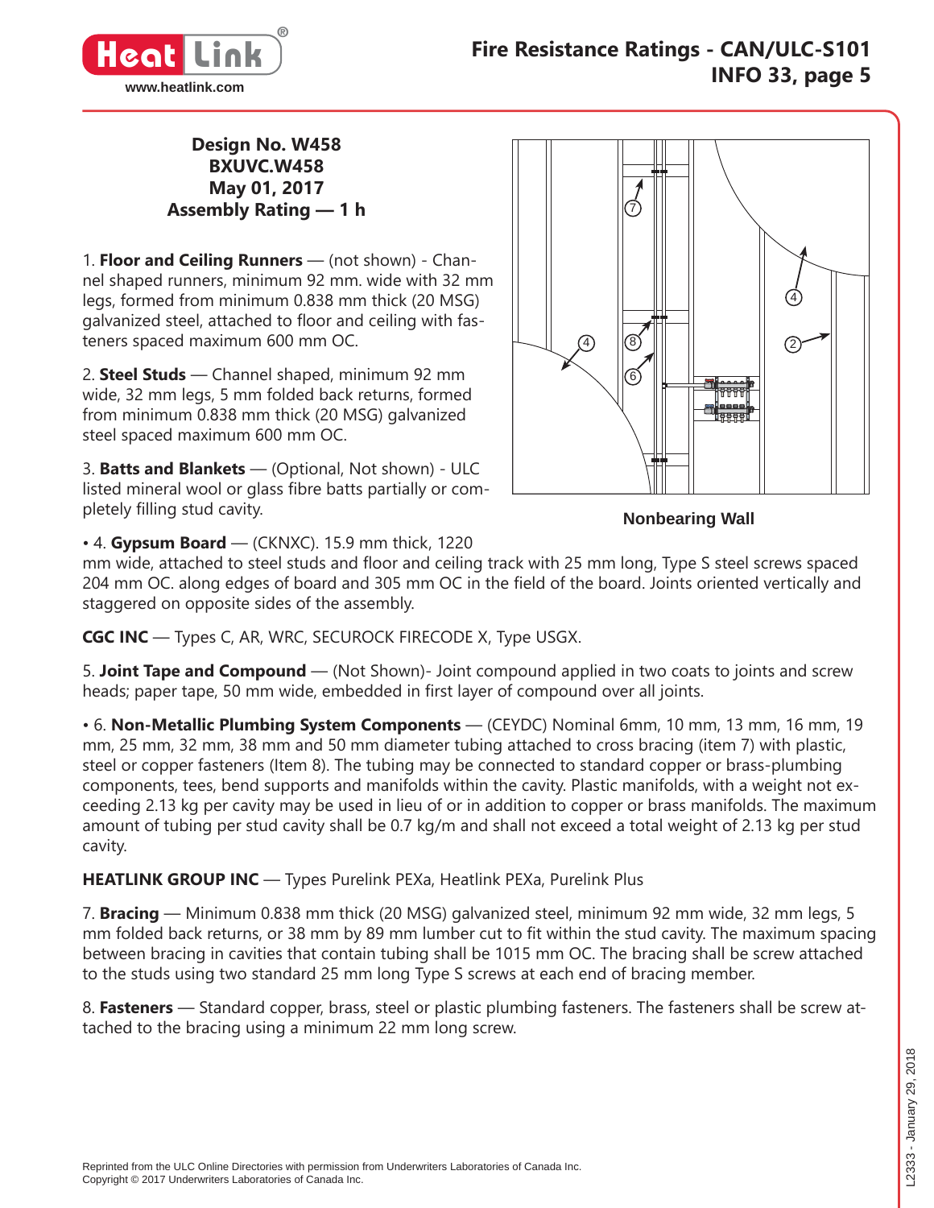**Design No. W458**
**BXUVC.W458**
**May 01, 2017**
**Assembly Rating — 1 h**

Nonbearing Wall

1. **Floor and Ceiling Runners** — (not shown) - Channel shaped runners, minimum 92 mm. wide with 32 mm legs, formed from minimum 0.838 mm thick (20 MSG) galvanized steel, attached to floor and ceiling with fasteners spaced maximum 600 mm OC.

2. **Steel Studs** — Channel shaped, minimum 92 mm wide, 32 mm legs, 5 mm folded back returns, formed from minimum 0.838 mm thick (20 MSG) galvanized steel spaced maximum 600 mm OC.

3. **Batts and Blankets** — (Optional, Not shown) - ULC listed mineral wool or glass fibre batts partially or completely filling stud cavity.

• 4. **Gypsum Board** — (CKNXC). 15.9 mm thick, 1220 mm wide, attached to steel studs and floor and ceiling track with 25 mm long, Type S steel screws spaced 204 mm OC. along edges of board and 305 mm OC in the field of the board. Joints oriented vertically and staggered on opposite sides of the assembly.

**CGC INC** — Types C, AR, WRC, SECUROCK FIRECODE X, Type USGX.

5. **Joint Tape and Compound** — (Not Shown)- Joint compound applied in two coats to joints and screw heads; paper tape, 50 mm wide, embedded in first layer of compound over all joints.

• 6. **Non-Metallic Plumbing System Components** — (CEYDC) Nominal 6mm, 10 mm, 13 mm, 16 mm, 19 mm, 25 mm, 32 mm, 38 mm and 50 mm diameter tubing attached to cross bracing (item 7) with plastic, steel or copper fasteners (Item 8). The tubing may be connected to standard copper or brass-plumbing components, tees, bend supports and manifolds within the cavity. Plastic manifolds, with a weight not exceeding 2.13 kg per cavity may be used in lieu of or in addition to copper or brass manifolds. The maximum amount of tubing per stud cavity shall be 0.7 kg/m and shall not exceed a total weight of 2.13 kg per stud cavity.

**HEATLINK GROUP INC** — Types Purelink PEXa, Heatlink PEXa, Purelink Plus

7. **Bracing** — Minimum 0.838 mm thick (20 MSG) galvanized steel, minimum 92 mm wide, 32 mm legs, 5 mm folded back returns, or 38 mm by 89 mm lumber cut to fit within the stud cavity. The maximum spacing between bracing in cavities that contain tubing shall be 1015 mm OC. The bracing shall be screw attached to the studs using two standard 25 mm long Type S screws at each end of bracing member.

8. **Fasteners** — Standard copper, brass, steel or plastic plumbing fasteners. The fasteners shall be screw attached to the bracing using a minimum 22 mm long screw.

Reprinted from the ULC Online Directories with permission from Underwriters Laboratories of Canada Inc.
Copyright © 2017 Underwriters Laboratories of Canada Inc.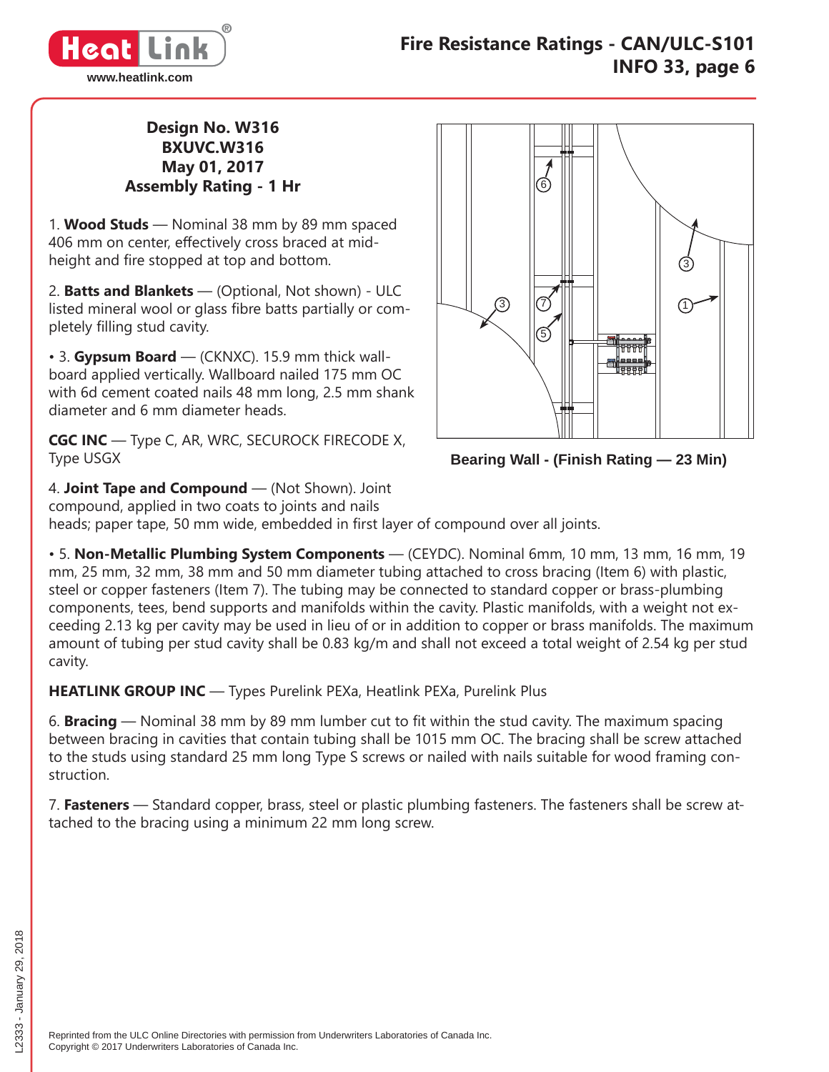# Fire Resistance Ratings - CAN/ULC-S101
## INFO 33, page 6

**Design No. W316**
**BXUVC.W316**
**May 01, 2017**
**Assembly Rating - 1 Hr**

6

3

3

7

1

5

Bearing Wall - (Finish Rating — 23 Min)

1. **Wood Studs** — Nominal 38 mm by 89 mm spaced 406 mm on center, effectively cross braced at mid-height and fire stopped at top and bottom.

2. **Batts and Blankets** — (Optional, Not shown) - ULC listed mineral wool or glass fibre batts partially or completely filling stud cavity.

• 3. **Gypsum Board** — (CKNXC). 15.9 mm thick wallboard applied vertically. Wallboard nailed 175 mm OC with 6d cement coated nails 48 mm long, 2.5 mm shank diameter and 6 mm diameter heads.

**CGC INC** — Type C, AR, WRC, SECUROCK FIRECODE X, Type USGX

4. **Joint Tape and Compound** — (Not Shown). Joint compound, applied in two coats to joints and nails heads; paper tape, 50 mm wide, embedded in first layer of compound over all joints.

• 5. **Non-Metallic Plumbing System Components** — (CEYDC). Nominal 6mm, 10 mm, 13 mm, 16 mm, 19 mm, 25 mm, 32 mm, 38 mm and 50 mm diameter tubing attached to cross bracing (Item 6) with plastic, steel or copper fasteners (Item 7). The tubing may be connected to standard copper or brass-plumbing components, tees, bend supports and manifolds within the cavity. Plastic manifolds, with a weight not exceeding 2.13 kg per cavity may be used in lieu of or in addition to copper or brass manifolds. The maximum amount of tubing per stud cavity shall be 0.83 kg/m and shall not exceed a total weight of 2.54 kg per stud cavity.

**HEATLINK GROUP INC** — Types Purelink PEXa, Heatlink PEXa, Purelink Plus

6. **Bracing** — Nominal 38 mm by 89 mm lumber cut to fit within the stud cavity. The maximum spacing between bracing in cavities that contain tubing shall be 1015 mm OC. The bracing shall be screw attached to the studs using standard 25 mm long Type S screws or nailed with nails suitable for wood framing construction.

7. **Fasteners** — Standard copper, brass, steel or plastic plumbing fasteners. The fasteners shall be screw attached to the bracing using a minimum 22 mm long screw.

Reprinted from the ULC Online Directories with permission from Underwriters Laboratories of Canada Inc.
Copyright © 2017 Underwriters Laboratories of Canada Inc.

L2333 - January 29, 2018